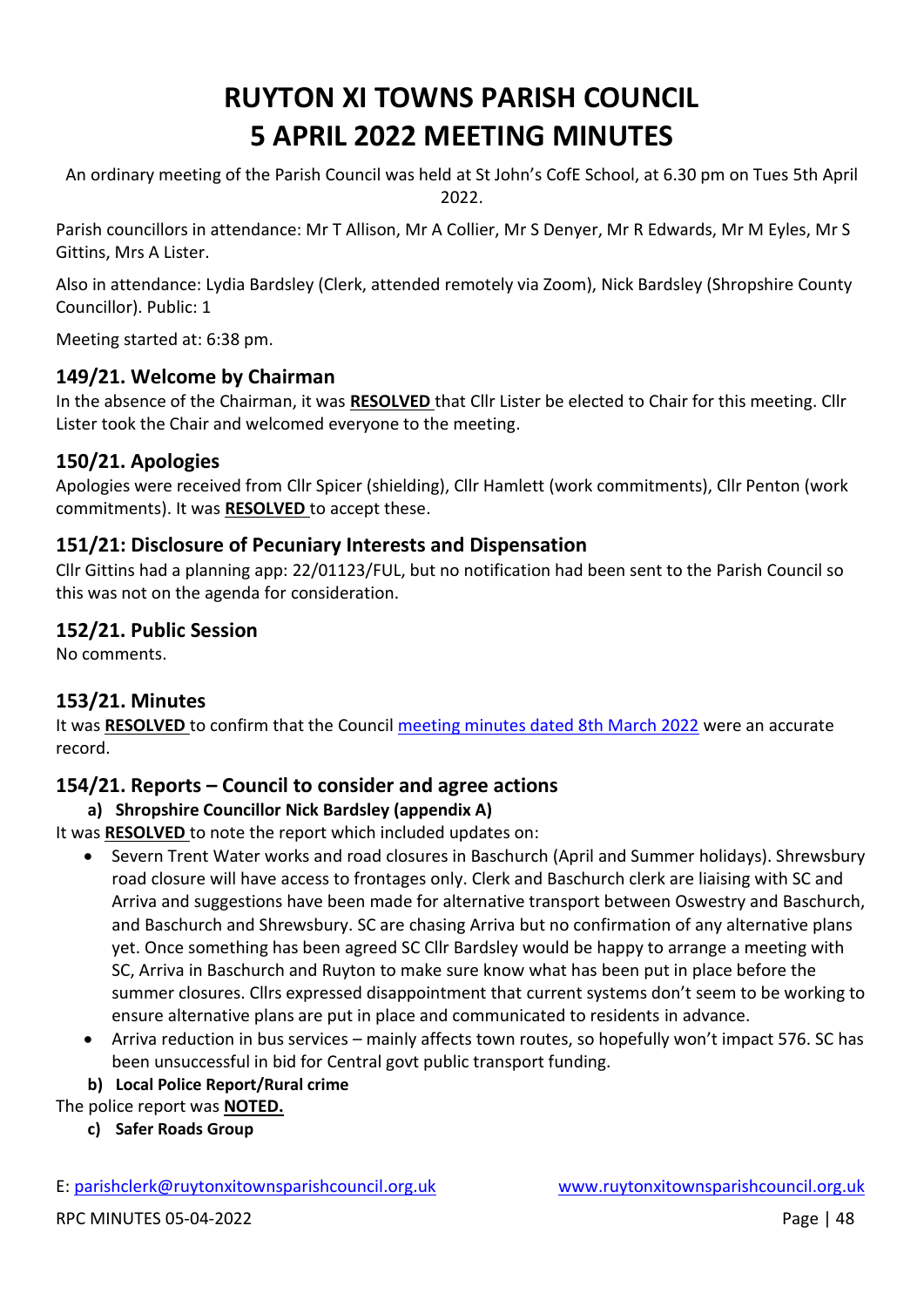# RUYTON XI TOWNS PARISH COUNCIL
# 5 APRIL 2022 MEETING MINUTES

An ordinary meeting of the Parish Council was held at St John's CofE School, at 6.30 pm on Tues 5th April 2022.

Parish councillors in attendance: Mr T Allison, Mr A Collier, Mr S Denyer, Mr R Edwards, Mr M Eyles, Mr S Gittins, Mrs A Lister.

Also in attendance: Lydia Bardsley (Clerk, attended remotely via Zoom), Nick Bardsley (Shropshire County Councillor). Public: 1

Meeting started at: 6:38 pm.

## 149/21. Welcome by Chairman

In the absence of the Chairman, it was **RESOLVED** that Cllr Lister be elected to Chair for this meeting. Cllr Lister took the Chair and welcomed everyone to the meeting.

## 150/21. Apologies

Apologies were received from Cllr Spicer (shielding), Cllr Hamlett (work commitments), Cllr Penton (work commitments). It was **RESOLVED** to accept these.

## 151/21: Disclosure of Pecuniary Interests and Dispensation

Cllr Gittins had a planning app: 22/01123/FUL, but no notification had been sent to the Parish Council so this was not on the agenda for consideration.

## 152/21. Public Session

No comments.

## 153/21. Minutes

It was **RESOLVED** to confirm that the Council meeting minutes dated 8th March 2022 were an accurate record.

## 154/21. Reports – Council to consider and agree actions

**a) Shropshire Councillor Nick Bardsley (appendix A)**

It was **RESOLVED** to note the report which included updates on:

- Severn Trent Water works and road closures in Baschurch (April and Summer holidays). Shrewsbury road closure will have access to frontages only. Clerk and Baschurch clerk are liaising with SC and Arriva and suggestions have been made for alternative transport between Oswestry and Baschurch, and Baschurch and Shrewsbury. SC are chasing Arriva but no confirmation of any alternative plans yet. Once something has been agreed SC Cllr Bardsley would be happy to arrange a meeting with SC, Arriva in Baschurch and Ruyton to make sure know what has been put in place before the summer closures. Cllrs expressed disappointment that current systems don't seem to be working to ensure alternative plans are put in place and communicated to residents in advance.
- Arriva reduction in bus services – mainly affects town routes, so hopefully won't impact 576. SC has been unsuccessful in bid for Central govt public transport funding.

**b) Local Police Report/Rural crime**

The police report was **NOTED.**

**c) Safer Roads Group**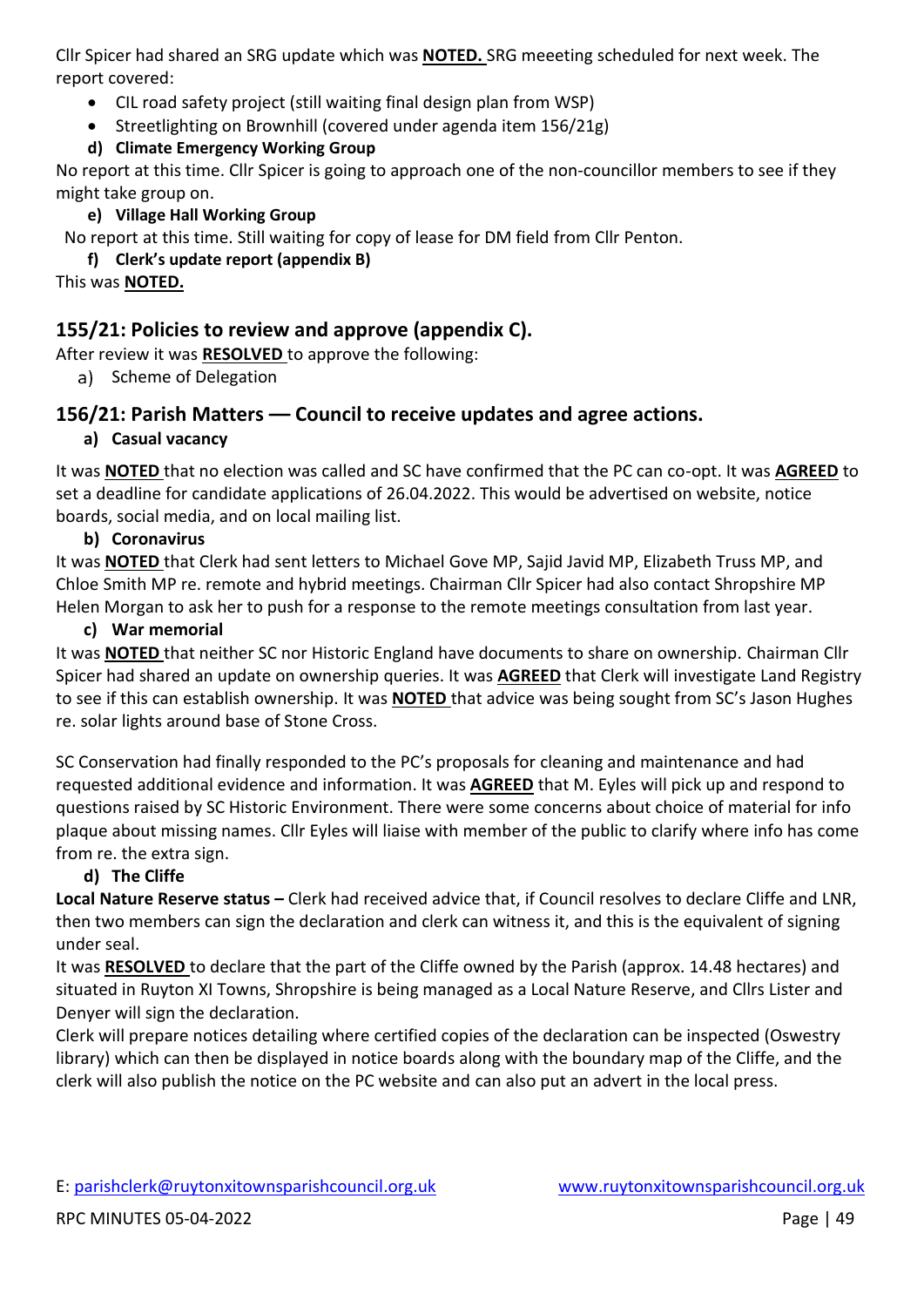Cllr Spicer had shared an SRG update which was **NOTED.** SRG meeeting scheduled for next week. The report covered:

- CIL road safety project (still waiting final design plan from WSP)
- Streetlighting on Brownhill (covered under agenda item 156/21g)

**d) Climate Emergency Working Group**

No report at this time. Cllr Spicer is going to approach one of the non-councillor members to see if they might take group on.

**e) Village Hall Working Group**

No report at this time. Still waiting for copy of lease for DM field from Cllr Penton.

**f) Clerk's update report (appendix B)**

This was **NOTED.**

## 155/21: Policies to review and approve (appendix C).

After review it was **RESOLVED** to approve the following:

a) Scheme of Delegation

## 156/21: Parish Matters –– Council to receive updates and agree actions.

**a) Casual vacancy**

It was **NOTED** that no election was called and SC have confirmed that the PC can co-opt. It was **AGREED** to set a deadline for candidate applications of 26.04.2022. This would be advertised on website, notice boards, social media, and on local mailing list.

**b) Coronavirus**

It was **NOTED** that Clerk had sent letters to Michael Gove MP, Sajid Javid MP, Elizabeth Truss MP, and Chloe Smith MP re. remote and hybrid meetings. Chairman Cllr Spicer had also contact Shropshire MP Helen Morgan to ask her to push for a response to the remote meetings consultation from last year.

**c) War memorial**

It was **NOTED** that neither SC nor Historic England have documents to share on ownership. Chairman Cllr Spicer had shared an update on ownership queries. It was **AGREED** that Clerk will investigate Land Registry to see if this can establish ownership. It was **NOTED** that advice was being sought from SC's Jason Hughes re. solar lights around base of Stone Cross.

SC Conservation had finally responded to the PC's proposals for cleaning and maintenance and had requested additional evidence and information. It was **AGREED** that M. Eyles will pick up and respond to questions raised by SC Historic Environment. There were some concerns about choice of material for info plaque about missing names. Cllr Eyles will liaise with member of the public to clarify where info has come from re. the extra sign.

**d) The Cliffe**

**Local Nature Reserve status –** Clerk had received advice that, if Council resolves to declare Cliffe and LNR, then two members can sign the declaration and clerk can witness it, and this is the equivalent of signing under seal.

It was **RESOLVED** to declare that the part of the Cliffe owned by the Parish (approx. 14.48 hectares) and situated in Ruyton XI Towns, Shropshire is being managed as a Local Nature Reserve, and Cllrs Lister and Denyer will sign the declaration.

Clerk will prepare notices detailing where certified copies of the declaration can be inspected (Oswestry library) which can then be displayed in notice boards along with the boundary map of the Cliffe, and the clerk will also publish the notice on the PC website and can also put an advert in the local press.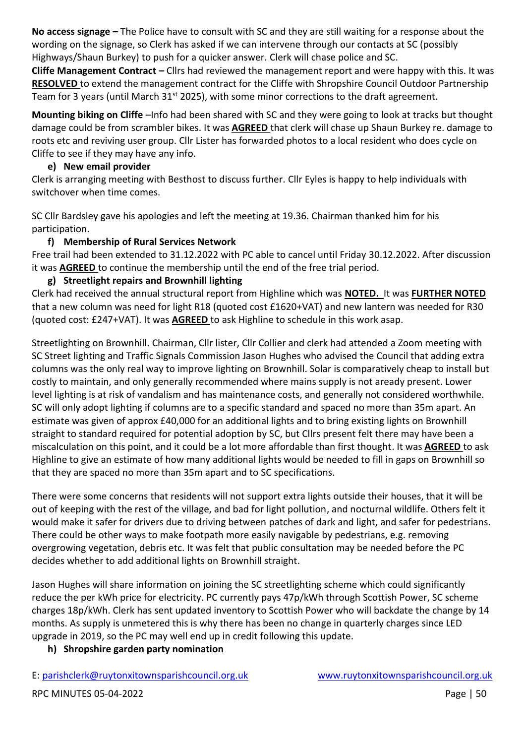**No access signage –** The Police have to consult with SC and they are still waiting for a response about the wording on the signage, so Clerk has asked if we can intervene through our contacts at SC (possibly Highways/Shaun Burkey) to push for a quicker answer. Clerk will chase police and SC.

**Cliffe Management Contract –** Cllrs had reviewed the management report and were happy with this. It was **RESOLVED** to extend the management contract for the Cliffe with Shropshire Council Outdoor Partnership Team for 3 years (until March 31st 2025), with some minor corrections to the draft agreement.

**Mounting biking on Cliffe** –Info had been shared with SC and they were going to look at tracks but thought damage could be from scrambler bikes. It was **AGREED** that clerk will chase up Shaun Burkey re. damage to roots etc and reviving user group. Cllr Lister has forwarded photos to a local resident who does cycle on Cliffe to see if they may have any info.

**e) New email provider**

Clerk is arranging meeting with Besthost to discuss further. Cllr Eyles is happy to help individuals with switchover when time comes.

SC Cllr Bardsley gave his apologies and left the meeting at 19.36. Chairman thanked him for his participation.

**f) Membership of Rural Services Network**

Free trail had been extended to 31.12.2022 with PC able to cancel until Friday 30.12.2022. After discussion it was **AGREED** to continue the membership until the end of the free trial period.

**g) Streetlight repairs and Brownhill lighting**

Clerk had received the annual structural report from Highline which was **NOTED.** It was **FURTHER NOTED** that a new column was need for light R18 (quoted cost £1620+VAT) and new lantern was needed for R30 (quoted cost: £247+VAT). It was **AGREED** to ask Highline to schedule in this work asap.

Streetlighting on Brownhill. Chairman, Cllr lister, Cllr Collier and clerk had attended a Zoom meeting with SC Street lighting and Traffic Signals Commission Jason Hughes who advised the Council that adding extra columns was the only real way to improve lighting on Brownhill. Solar is comparatively cheap to install but costly to maintain, and only generally recommended where mains supply is not aready present. Lower level lighting is at risk of vandalism and has maintenance costs, and generally not considered worthwhile. SC will only adopt lighting if columns are to a specific standard and spaced no more than 35m apart. An estimate was given of approx £40,000 for an additional lights and to bring existing lights on Brownhill straight to standard required for potential adoption by SC, but Cllrs present felt there may have been a miscalculation on this point, and it could be a lot more affordable than first thought. It was **AGREED** to ask Highline to give an estimate of how many additional lights would be needed to fill in gaps on Brownhill so that they are spaced no more than 35m apart and to SC specifications.

There were some concerns that residents will not support extra lights outside their houses, that it will be out of keeping with the rest of the village, and bad for light pollution, and nocturnal wildlife. Others felt it would make it safer for drivers due to driving between patches of dark and light, and safer for pedestrians. There could be other ways to make footpath more easily navigable by pedestrians, e.g. removing overgrowing vegetation, debris etc. It was felt that public consultation may be needed before the PC decides whether to add additional lights on Brownhill straight.

Jason Hughes will share information on joining the SC streetlighting scheme which could significantly reduce the per kWh price for electricity. PC currently pays 47p/kWh through Scottish Power, SC scheme charges 18p/kWh. Clerk has sent updated inventory to Scottish Power who will backdate the change by 14 months. As supply is unmetered this is why there has been no change in quarterly charges since LED upgrade in 2019, so the PC may well end up in credit following this update.

**h) Shropshire garden party nomination**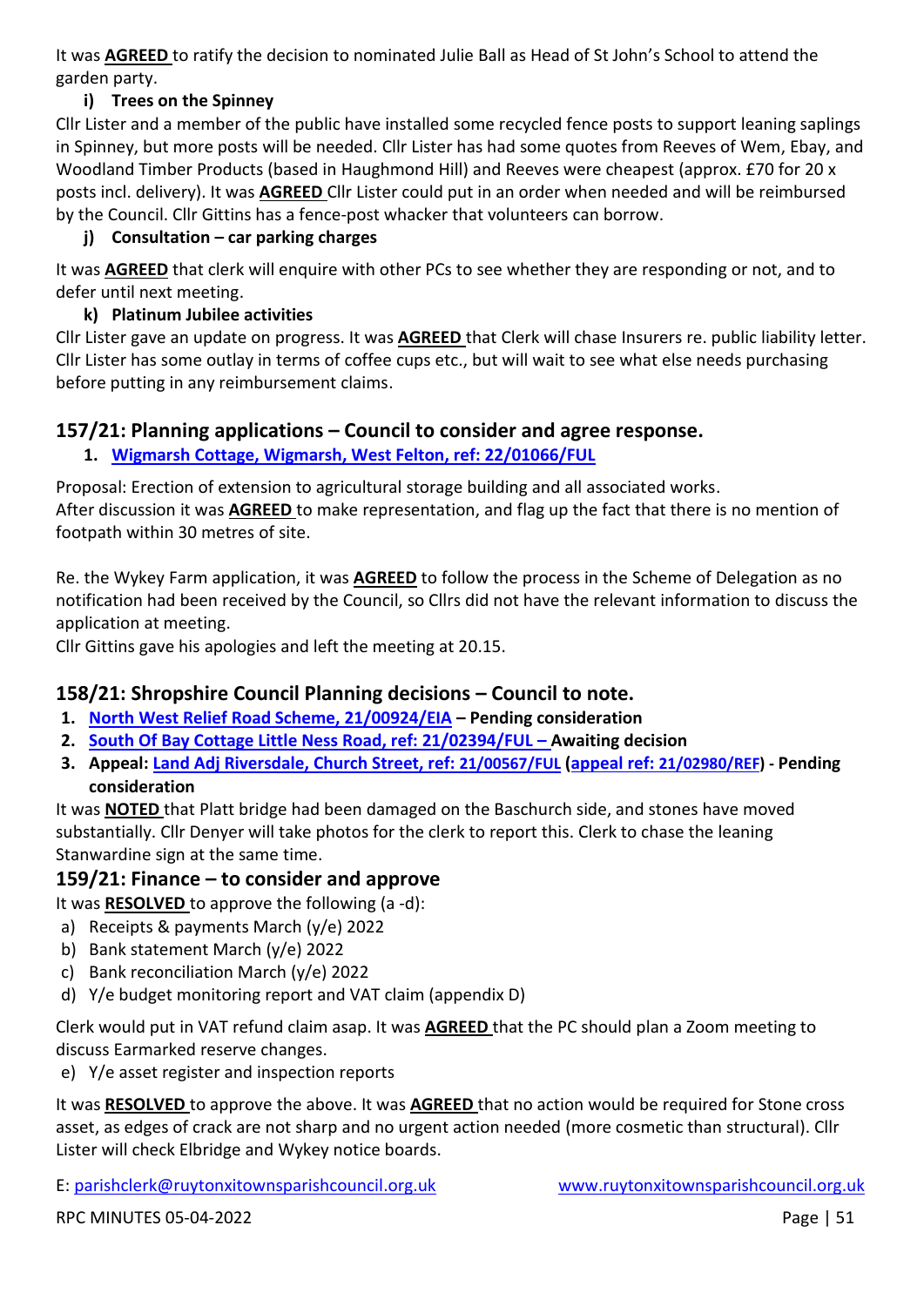It was **AGREED** to ratify the decision to nominated Julie Ball as Head of St John's School to attend the garden party.

**i) Trees on the Spinney**

Cllr Lister and a member of the public have installed some recycled fence posts to support leaning saplings in Spinney, but more posts will be needed. Cllr Lister has had some quotes from Reeves of Wem, Ebay, and Woodland Timber Products (based in Haughmond Hill) and Reeves were cheapest (approx. £70 for 20 x posts incl. delivery). It was **AGREED** Cllr Lister could put in an order when needed and will be reimbursed by the Council. Cllr Gittins has a fence-post whacker that volunteers can borrow.

**j) Consultation – car parking charges**

It was **AGREED** that clerk will enquire with other PCs to see whether they are responding or not, and to defer until next meeting.

**k) Platinum Jubilee activities**

Cllr Lister gave an update on progress. It was **AGREED** that Clerk will chase Insurers re. public liability letter. Cllr Lister has some outlay in terms of coffee cups etc., but will wait to see what else needs purchasing before putting in any reimbursement claims.

## 157/21: Planning applications – Council to consider and agree response.

1. **Wigmarsh Cottage, Wigmarsh, West Felton, ref: 22/01066/FUL**

Proposal: Erection of extension to agricultural storage building and all associated works.
After discussion it was **AGREED** to make representation, and flag up the fact that there is no mention of footpath within 30 metres of site.

Re. the Wykey Farm application, it was **AGREED** to follow the process in the Scheme of Delegation as no notification had been received by the Council, so Cllrs did not have the relevant information to discuss the application at meeting.
Cllr Gittins gave his apologies and left the meeting at 20.15.

## 158/21: Shropshire Council Planning decisions – Council to note.

1. **North West Relief Road Scheme, 21/00924/EIA – Pending consideration**
2. **South Of Bay Cottage Little Ness Road, ref: 21/02394/FUL – Awaiting decision**
3. **Appeal: Land Adj Riversdale, Church Street, ref: 21/00567/FUL (appeal ref: 21/02980/REF) - Pending consideration**

It was **NOTED** that Platt bridge had been damaged on the Baschurch side, and stones have moved substantially. Cllr Denyer will take photos for the clerk to report this. Clerk to chase the leaning Stanwardine sign at the same time.

## 159/21: Finance – to consider and approve

It was **RESOLVED** to approve the following (a -d):

a) Receipts & payments March (y/e) 2022
b) Bank statement March (y/e) 2022
c) Bank reconciliation March (y/e) 2022
d) Y/e budget monitoring report and VAT claim (appendix D)

Clerk would put in VAT refund claim asap. It was **AGREED** that the PC should plan a Zoom meeting to discuss Earmarked reserve changes.

e) Y/e asset register and inspection reports

It was **RESOLVED** to approve the above. It was **AGREED** that no action would be required for Stone cross asset, as edges of crack are not sharp and no urgent action needed (more cosmetic than structural). Cllr Lister will check Elbridge and Wykey notice boards.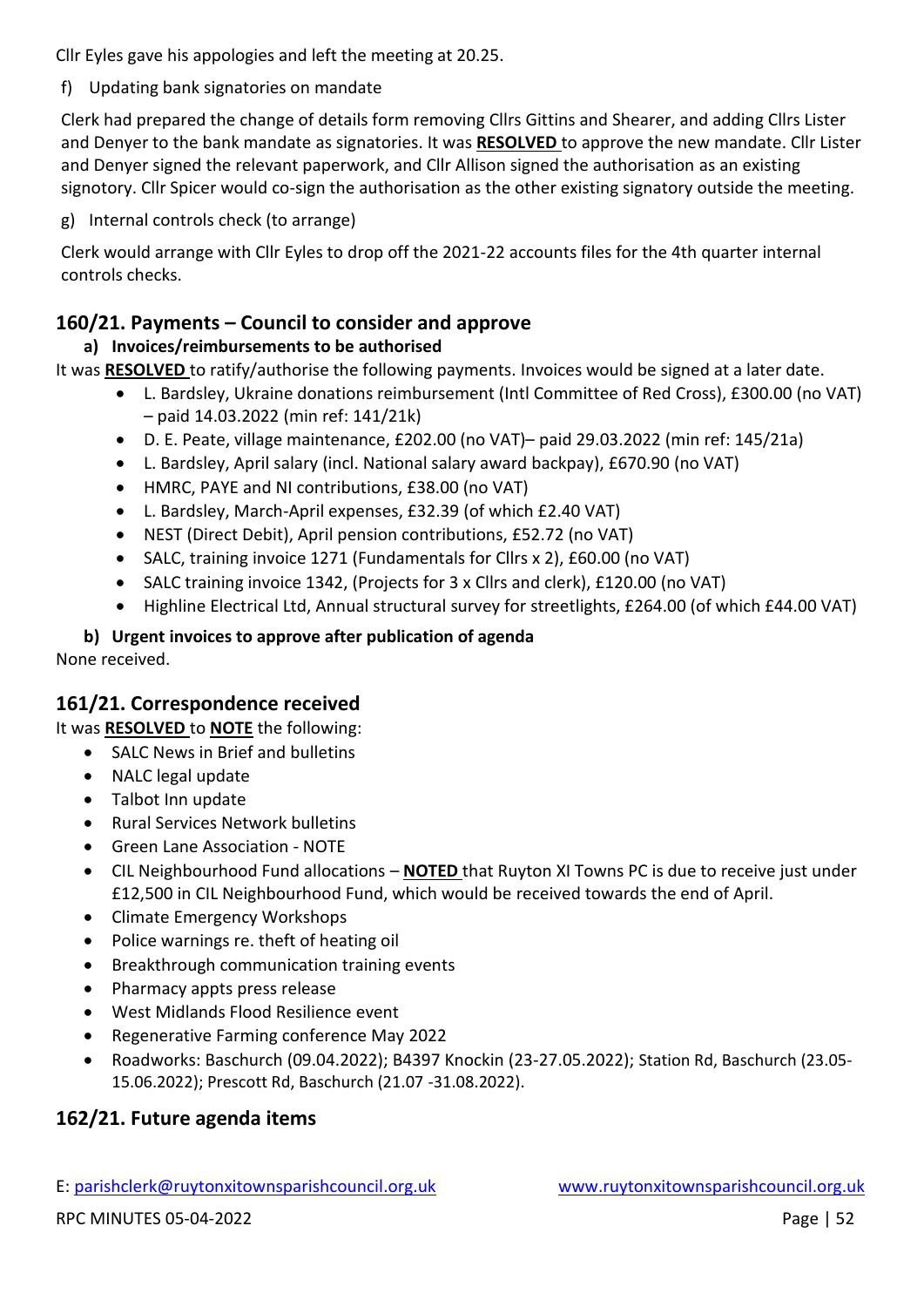Cllr Eyles gave his appologies and left the meeting at 20.25.

f) Updating bank signatories on mandate

Clerk had prepared the change of details form removing Cllrs Gittins and Shearer, and adding Cllrs Lister and Denyer to the bank mandate as signatories. It was **RESOLVED** to approve the new mandate. Cllr Lister and Denyer signed the relevant paperwork, and Cllr Allison signed the authorisation as an existing signotory. Cllr Spicer would co-sign the authorisation as the other existing signatory outside the meeting.

g) Internal controls check (to arrange)

Clerk would arrange with Cllr Eyles to drop off the 2021-22 accounts files for the 4th quarter internal controls checks.

## 160/21. Payments – Council to consider and approve

### a) Invoices/reimbursements to be authorised

It was **RESOLVED** to ratify/authorise the following payments. Invoices would be signed at a later date.

- L. Bardsley, Ukraine donations reimbursement (Intl Committee of Red Cross), £300.00 (no VAT) – paid 14.03.2022 (min ref: 141/21k)
- D. E. Peate, village maintenance, £202.00 (no VAT)– paid 29.03.2022 (min ref: 145/21a)
- L. Bardsley, April salary (incl. National salary award backpay), £670.90 (no VAT)
- HMRC, PAYE and NI contributions, £38.00 (no VAT)
- L. Bardsley, March-April expenses, £32.39 (of which £2.40 VAT)
- NEST (Direct Debit), April pension contributions, £52.72 (no VAT)
- SALC, training invoice 1271 (Fundamentals for Cllrs x 2), £60.00 (no VAT)
- SALC training invoice 1342, (Projects for 3 x Cllrs and clerk), £120.00 (no VAT)
- Highline Electrical Ltd, Annual structural survey for streetlights, £264.00 (of which £44.00 VAT)

### b) Urgent invoices to approve after publication of agenda

None received.

## 161/21. Correspondence received

It was **RESOLVED** to **NOTE** the following:

- SALC News in Brief and bulletins
- NALC legal update
- Talbot Inn update
- Rural Services Network bulletins
- Green Lane Association - NOTE
- CIL Neighbourhood Fund allocations – **NOTED** that Ruyton XI Towns PC is due to receive just under £12,500 in CIL Neighbourhood Fund, which would be received towards the end of April.
- Climate Emergency Workshops
- Police warnings re. theft of heating oil
- Breakthrough communication training events
- Pharmacy appts press release
- West Midlands Flood Resilience event
- Regenerative Farming conference May 2022
- Roadworks: Baschurch (09.04.2022); B4397 Knockin (23-27.05.2022); Station Rd, Baschurch (23.05-15.06.2022); Prescott Rd, Baschurch (21.07 -31.08.2022).

## 162/21. Future agenda items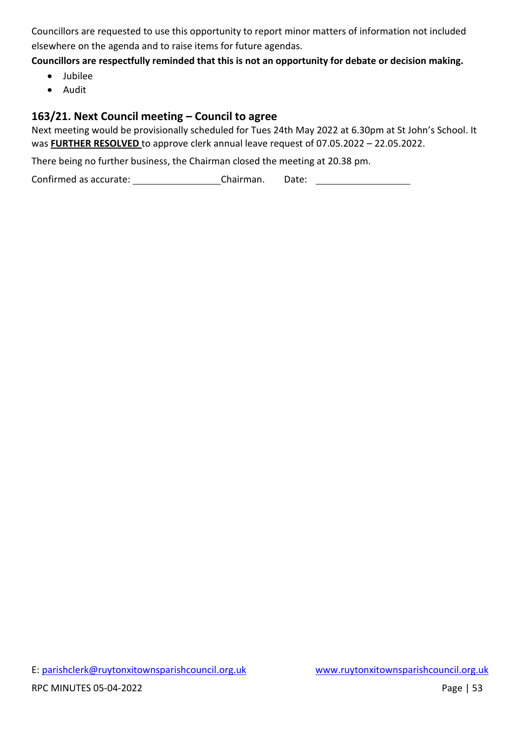Councillors are requested to use this opportunity to report minor matters of information not included elsewhere on the agenda and to raise items for future agendas.

**Councillors are respectfully reminded that this is not an opportunity for debate or decision making.**

- Jubilee
- Audit

## 163/21. Next Council meeting – Council to agree

Next meeting would be provisionally scheduled for Tues 24th May 2022 at 6.30pm at St John's School. It was **FURTHER RESOLVED** to approve clerk annual leave request of 07.05.2022 – 22.05.2022.

There being no further business, the Chairman closed the meeting at 20.38 pm.

Confirmed as accurate: ________________ Chairman. Date: ________________

E: parishclerk@ruytonxitownsparishcouncil.org.uk www.ruytonxitownsparishcouncil.org.uk